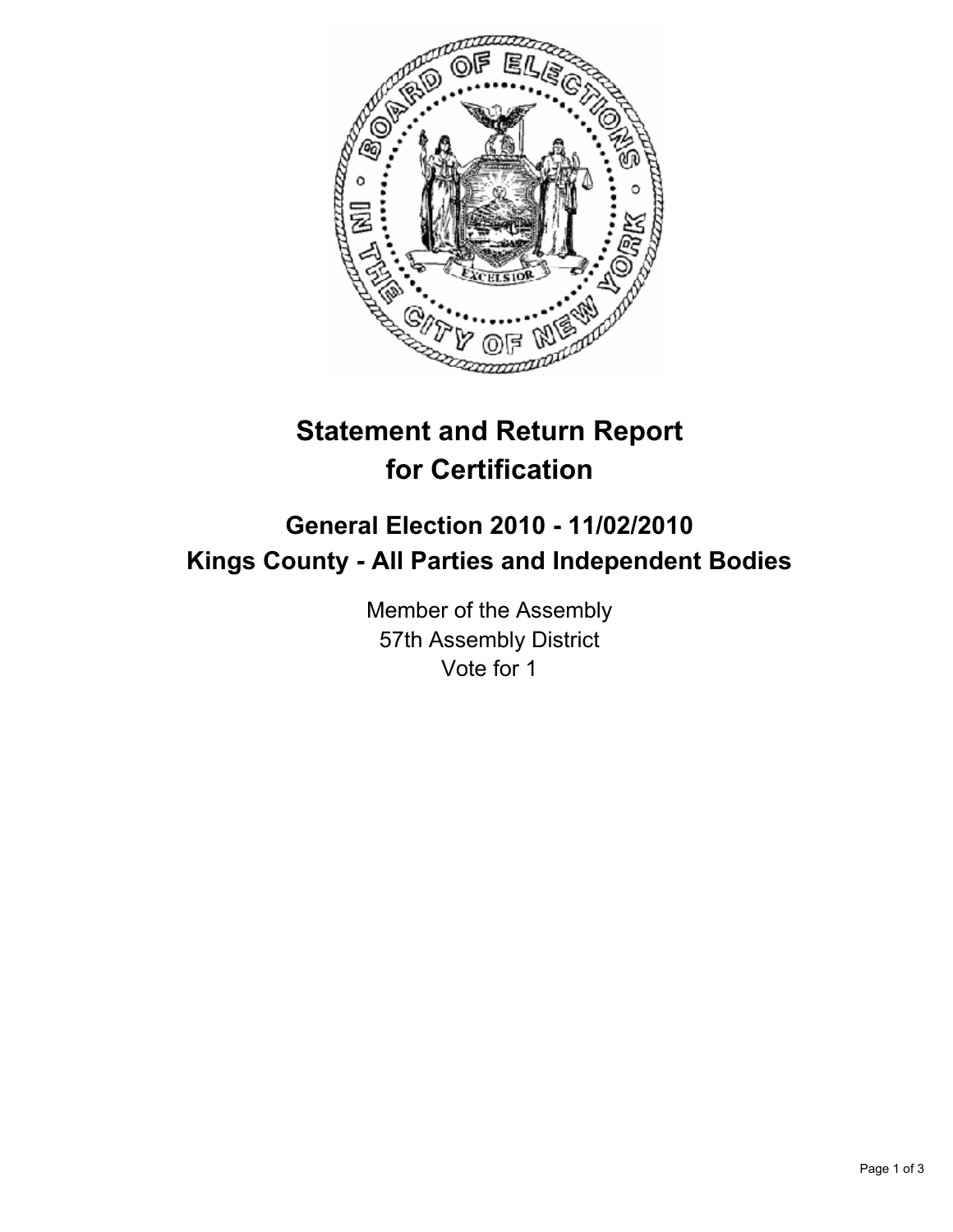# Statement and Return Report for Certification

## General Election 2010 - 11/02/2010
## Kings County - All Parties and Independent Bodies

Member of the Assembly
57th Assembly District
Vote for 1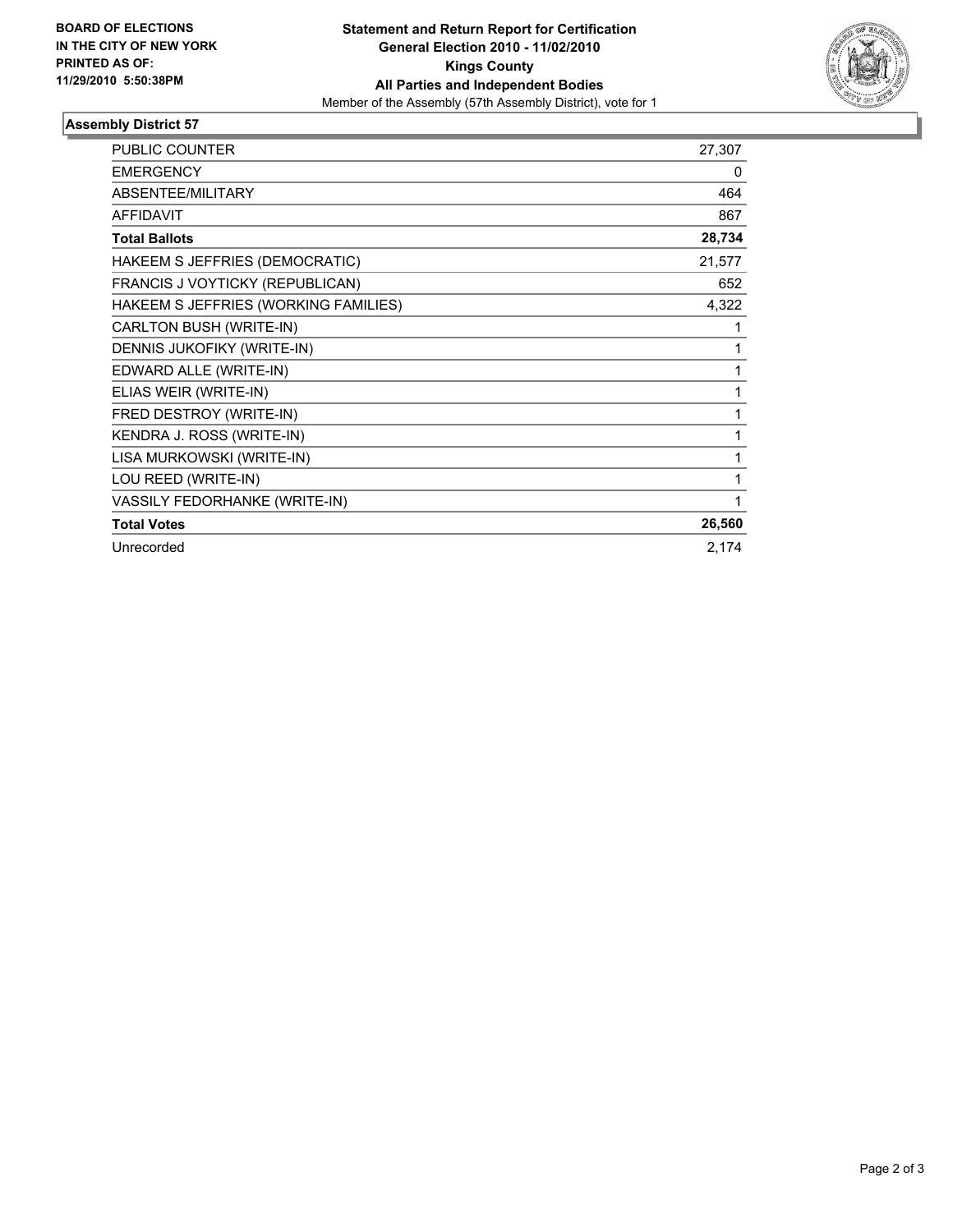**BOARD OF ELECTIONS IN THE CITY OF NEW YORK PRINTED AS OF: 11/29/2010 5:50:38PM**

**Statement and Return Report for Certification**
**General Election 2010 - 11/02/2010**
**Kings County**
**All Parties and Independent Bodies**
Member of the Assembly (57th Assembly District), vote for 1

### Assembly District 57

| | |
|---|---|
| PUBLIC COUNTER | 27,307 |
| EMERGENCY | 0 |
| ABSENTEE/MILITARY | 464 |
| AFFIDAVIT | 867 |
| **Total Ballots** | **28,734** |
| HAKEEM S JEFFRIES (DEMOCRATIC) | 21,577 |
| FRANCIS J VOYTICKY (REPUBLICAN) | 652 |
| HAKEEM S JEFFRIES (WORKING FAMILIES) | 4,322 |
| CARLTON BUSH (WRITE-IN) | 1 |
| DENNIS JUKOFIKY (WRITE-IN) | 1 |
| EDWARD ALLE (WRITE-IN) | 1 |
| ELIAS WEIR (WRITE-IN) | 1 |
| FRED DESTROY (WRITE-IN) | 1 |
| KENDRA J. ROSS (WRITE-IN) | 1 |
| LISA MURKOWSKI (WRITE-IN) | 1 |
| LOU REED (WRITE-IN) | 1 |
| VASSILY FEDORHANKE (WRITE-IN) | 1 |
| **Total Votes** | **26,560** |
| Unrecorded | 2,174 |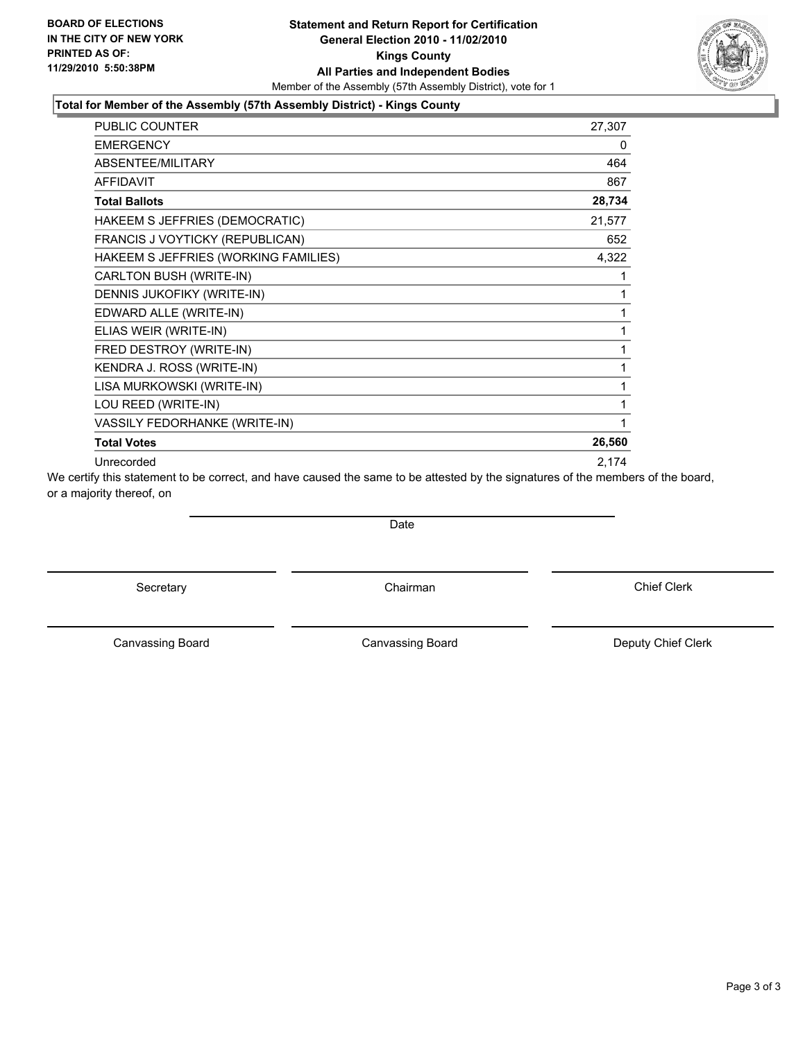**BOARD OF ELECTIONS**
**IN THE CITY OF NEW YORK**
**PRINTED AS OF:**
**11/29/2010 5:50:38PM**

# Statement and Return Report for Certification
## General Election 2010 - 11/02/2010
## Kings County
## All Parties and Independent Bodies

Member of the Assembly (57th Assembly District), vote for 1

### Total for Member of the Assembly (57th Assembly District) - Kings County

| | |
|---|---|
| PUBLIC COUNTER | 27,307 |
| EMERGENCY | 0 |
| ABSENTEE/MILITARY | 464 |
| AFFIDAVIT | 867 |
| **Total Ballots** | **28,734** |
| HAKEEM S JEFFRIES (DEMOCRATIC) | 21,577 |
| FRANCIS J VOYTICKY (REPUBLICAN) | 652 |
| HAKEEM S JEFFRIES (WORKING FAMILIES) | 4,322 |
| CARLTON BUSH (WRITE-IN) | 1 |
| DENNIS JUKOFIKY (WRITE-IN) | 1 |
| EDWARD ALLE (WRITE-IN) | 1 |
| ELIAS WEIR (WRITE-IN) | 1 |
| FRED DESTROY (WRITE-IN) | 1 |
| KENDRA J. ROSS (WRITE-IN) | 1 |
| LISA MURKOWSKI (WRITE-IN) | 1 |
| LOU REED (WRITE-IN) | 1 |
| VASSILY FEDORHANKE (WRITE-IN) | 1 |
| **Total Votes** | **26,560** |
| Unrecorded | 2,174 |

We certify this statement to be correct, and have caused the same to be attested by the signatures of the members of the board, or a majority thereof, on

Date

Secretary

Chairman

Chief Clerk

Canvassing Board

Canvassing Board

Deputy Chief Clerk